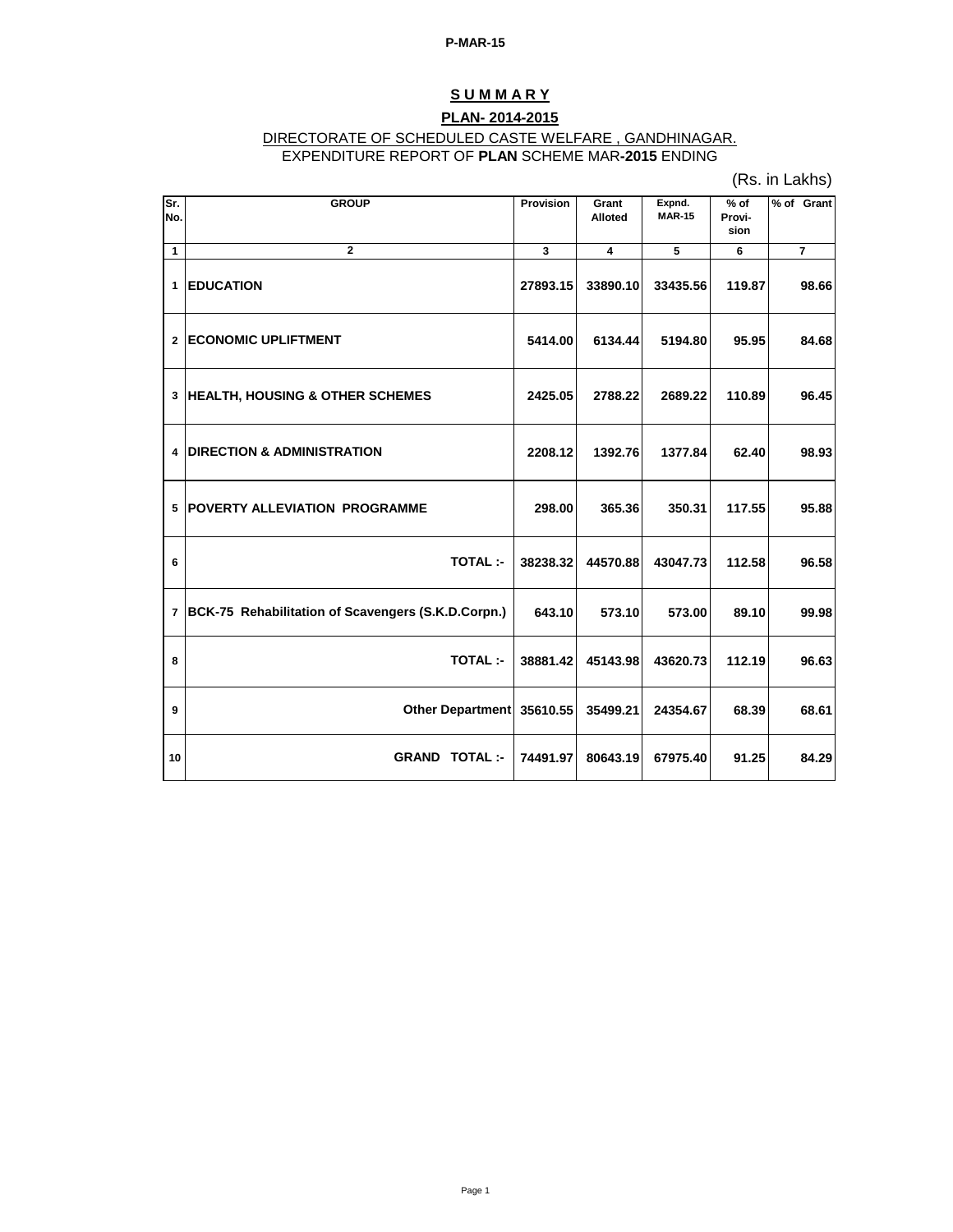P-MAR-15

# S U M M A R Y

## PLAN- 2014-2015

DIRECTORATE OF SCHEDULED CASTE WELFARE , GANDHINAGAR.

EXPENDITURE REPORT OF **PLAN** SCHEME MAR**-2015** ENDING

(Rs. in Lakhs)

| Sr. No. | GROUP | Provision | Grant Alloted | Expnd. MAR-15 | % of Provi-sion | % of Grant |
|---|---|---|---|---|---|---|
| 1 | 2 | 3 | 4 | 5 | 6 | 7 |
| 1 | **EDUCATION** | **27893.15** | **33890.10** | **33435.56** | **119.87** | **98.66** |
| 2 | **ECONOMIC UPLIFTMENT** | **5414.00** | **6134.44** | **5194.80** | **95.95** | **84.68** |
| 3 | **HEALTH, HOUSING & OTHER SCHEMES** | **2425.05** | **2788.22** | **2689.22** | **110.89** | **96.45** |
| 4 | **DIRECTION & ADMINISTRATION** | **2208.12** | **1392.76** | **1377.84** | **62.40** | **98.93** |
| 5 | **POVERTY ALLEVIATION PROGRAMME** | **298.00** | **365.36** | **350.31** | **117.55** | **95.88** |
| 6 | **TOTAL :-** | **38238.32** | **44570.88** | **43047.73** | **112.58** | **96.58** |
| 7 | **BCK-75 Rehabilitation of Scavengers (S.K.D.Corpn.)** | **643.10** | **573.10** | **573.00** | **89.10** | **99.98** |
| 8 | **TOTAL :-** | **38881.42** | **45143.98** | **43620.73** | **112.19** | **96.63** |
| 9 | **Other Department** | **35610.55** | **35499.21** | **24354.67** | **68.39** | **68.61** |
| 10 | **GRAND TOTAL :-** | **74491.97** | **80643.19** | **67975.40** | **91.25** | **84.29** |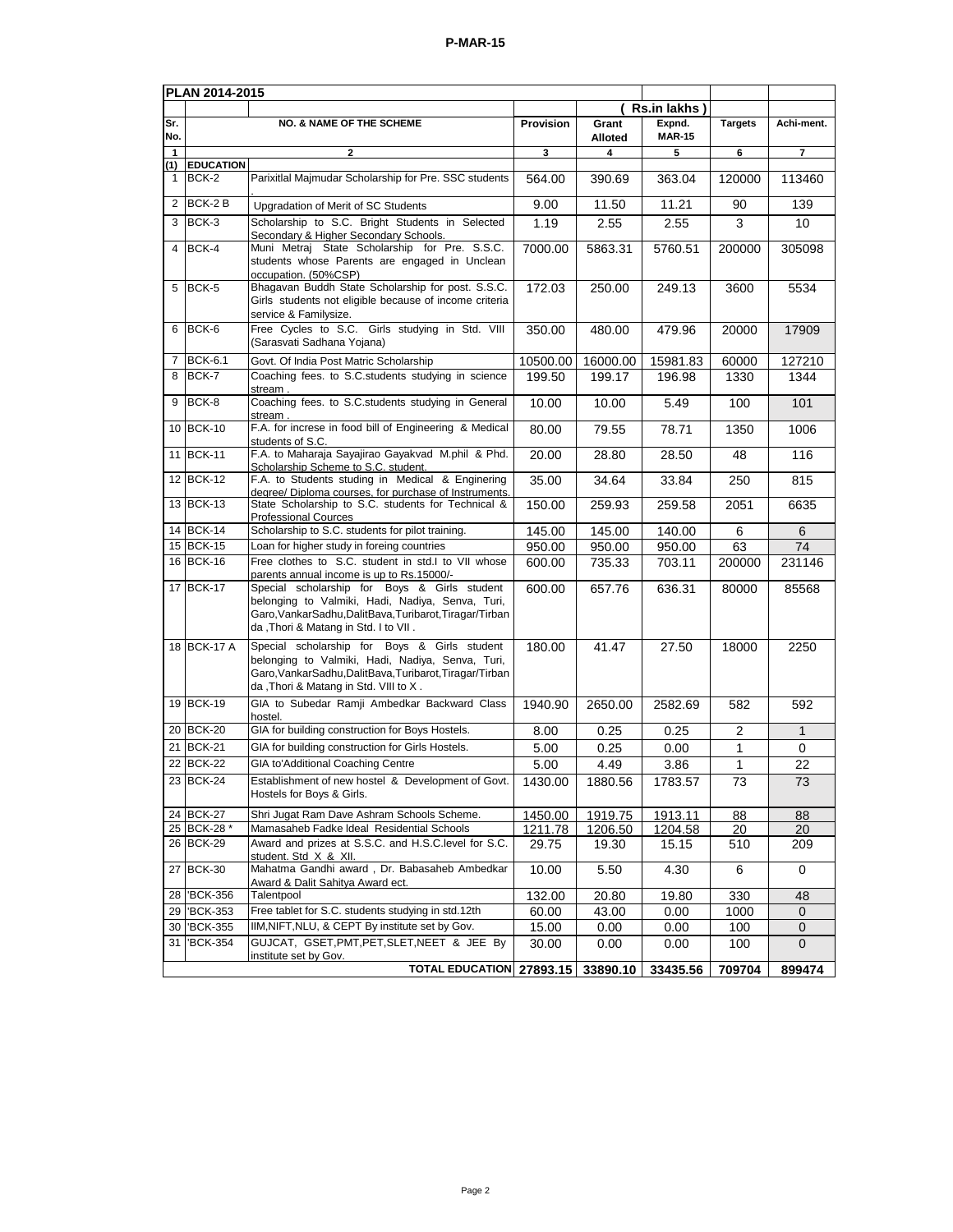**P-MAR-15**

| PLAN 2014-2015 | | | | | | | |
|---|---|---|---|---|---|---|---|
| | | | | ( Rs.in lakhs ) | | | |
| Sr. No. | NO. & NAME OF THE SCHEME | | Provision | Grant Alloted | Expnd. MAR-15 | Targets | Achi-ment. |
| 1 | 2 | | 3 | 4 | 5 | 6 | 7 |
| (1) | EDUCATION | | | | | | |
| 1 | BCK-2 | Parixitlal Majmudar Scholarship for Pre. SSC students . | 564.00 | 390.69 | 363.04 | 120000 | 113460 |
| 2 | BCK-2 B | Upgradation of Merit of SC Students | 9.00 | 11.50 | 11.21 | 90 | 139 |
| 3 | BCK-3 | Scholarship to S.C. Bright Students in Selected Secondary & Higher Secondary Schools. | 1.19 | 2.55 | 2.55 | 3 | 10 |
| 4 | BCK-4 | Muni Metraj State Scholarship for Pre. S.S.C. students whose Parents are engaged in Unclean occupation. (50%CSP) | 7000.00 | 5863.31 | 5760.51 | 200000 | 305098 |
| 5 | BCK-5 | Bhagavan Buddh State Scholarship for post. S.S.C. Girls students not eligible because of income criteria service & Familysize. | 172.03 | 250.00 | 249.13 | 3600 | 5534 |
| 6 | BCK-6 | Free Cycles to S.C. Girls studying in Std. VIII (Sarasvati Sadhana Yojana) | 350.00 | 480.00 | 479.96 | 20000 | 17909 |
| 7 | BCK-6.1 | Govt. Of India Post Matric Scholarship | 10500.00 | 16000.00 | 15981.83 | 60000 | 127210 |
| 8 | BCK-7 | Coaching fees. to S.C.students studying in science stream . | 199.50 | 199.17 | 196.98 | 1330 | 1344 |
| 9 | BCK-8 | Coaching fees. to S.C.students studying in General stream . | 10.00 | 10.00 | 5.49 | 100 | 101 |
| 10 | BCK-10 | F.A. for increse in food bill of Engineering & Medical students of S.C. | 80.00 | 79.55 | 78.71 | 1350 | 1006 |
| 11 | BCK-11 | F.A. to Maharaja Sayajirao Gayakvad M.phil & Phd. Scholarship Scheme to S.C. student. | 20.00 | 28.80 | 28.50 | 48 | 116 |
| 12 | BCK-12 | F.A. to Students studing in Medical & Enginering degree/ Diploma courses, for purchase of Instruments. | 35.00 | 34.64 | 33.84 | 250 | 815 |
| 13 | BCK-13 | State Scholarship to S.C. students for Technical & Professional Cources | 150.00 | 259.93 | 259.58 | 2051 | 6635 |
| 14 | BCK-14 | Scholarship to S.C. students for pilot training. | 145.00 | 145.00 | 140.00 | 6 | 6 |
| 15 | BCK-15 | Loan for higher study in foreing countries | 950.00 | 950.00 | 950.00 | 63 | 74 |
| 16 | BCK-16 | Free clothes to S.C. student in std.I to VII whose parents annual income is up to Rs.15000/- | 600.00 | 735.33 | 703.11 | 200000 | 231146 |
| 17 | BCK-17 | Special scholarship for Boys & Girls student belonging to Valmiki, Hadi, Nadiya, Senva, Turi, Garo,VankarSadhu,DalitBava,Turibarot,Tiragar/Tirbanda ,Thori & Matang in Std. I to VII . | 600.00 | 657.76 | 636.31 | 80000 | 85568 |
| 18 | BCK-17 A | Special scholarship for Boys & Girls student belonging to Valmiki, Hadi, Nadiya, Senva, Turi, Garo,VankarSadhu,DalitBava,Turibarot,Tiragar/Tirbanda ,Thori & Matang in Std. VIII to X . | 180.00 | 41.47 | 27.50 | 18000 | 2250 |
| 19 | BCK-19 | GIA to Subedar Ramji Ambedkar Backward Class hostel. | 1940.90 | 2650.00 | 2582.69 | 582 | 592 |
| 20 | BCK-20 | GIA for building construction for Boys Hostels. | 8.00 | 0.25 | 0.25 | 2 | 1 |
| 21 | BCK-21 | GIA for building construction for Girls Hostels. | 5.00 | 0.25 | 0.00 | 1 | 0 |
| 22 | BCK-22 | GIA to'Additional Coaching Centre | 5.00 | 4.49 | 3.86 | 1 | 22 |
| 23 | BCK-24 | Establishment of new hostel & Development of Govt. Hostels for Boys & Girls. | 1430.00 | 1880.56 | 1783.57 | 73 | 73 |
| 24 | BCK-27 | Shri Jugat Ram Dave Ashram Schools Scheme. | 1450.00 | 1919.75 | 1913.11 | 88 | 88 |
| 25 | BCK-28 * | Mamasaheb Fadke Ideal Residential Schools | 1211.78 | 1206.50 | 1204.58 | 20 | 20 |
| 26 | BCK-29 | Award and prizes at S.S.C. and H.S.C.level for S.C. student. Std X & XII. | 29.75 | 19.30 | 15.15 | 510 | 209 |
| 27 | BCK-30 | Mahatma Gandhi award , Dr. Babasaheb Ambedkar Award & Dalit Sahitya Award ect. | 10.00 | 5.50 | 4.30 | 6 | 0 |
| 28 | 'BCK-356 | Talentpool | 132.00 | 20.80 | 19.80 | 330 | 48 |
| 29 | 'BCK-353 | Free tablet for S.C. students studying in std.12th | 60.00 | 43.00 | 0.00 | 1000 | 0 |
| 30 | 'BCK-355 | IIM,NIFT,NLU, & CEPT By institute set by Gov. | 15.00 | 0.00 | 0.00 | 100 | 0 |
| 31 | 'BCK-354 | GUJCAT, GSET,PMT,PET,SLET,NEET & JEE By institute set by Gov. | 30.00 | 0.00 | 0.00 | 100 | 0 |
| | | **TOTAL EDUCATION** | **27893.15** | **33890.10** | **33435.56** | **709704** | **899474** |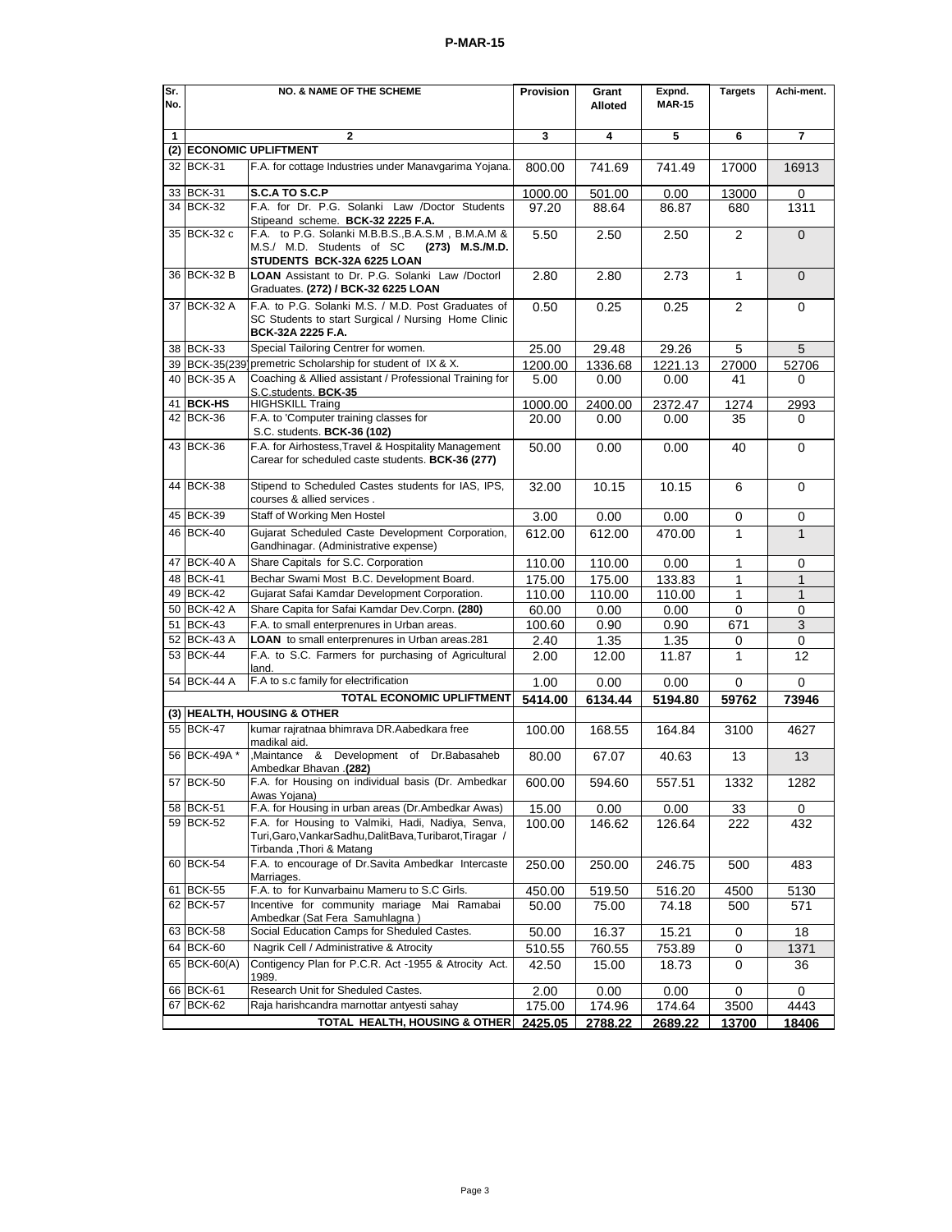**P-MAR-15**

| Sr. No. | NO. & NAME OF THE SCHEME | | Provision | Grant Alloted | Expnd. MAR-15 | Targets | Achi-ment. |
|---|---|---|---|---|---|---|---|
| 1 | 2 | | 3 | 4 | 5 | 6 | 7 |
| (2) | **ECONOMIC UPLIFTMENT** | | | | | | |
| 32 | BCK-31 | F.A. for cottage Industries under Manavgarima Yojana. | 800.00 | 741.69 | 741.49 | 17000 | 16913 |
| 33 | BCK-31 | **S.C.A TO S.C.P** | 1000.00 | 501.00 | 0.00 | 13000 | 0 |
| 34 | BCK-32 | F.A. for Dr. P.G. Solanki Law /Doctor Students Stipeand scheme. **BCK-32 2225 F.A.** | 97.20 | 88.64 | 86.87 | 680 | 1311 |
| 35 | BCK-32 c | F.A. to P.G. Solanki M.B.B.S.,B.A.S.M , B.M.A.M & M.S./ M.D. Students of SC **(273) M.S./M.D. STUDENTS BCK-32A 6225 LOAN** | 5.50 | 2.50 | 2.50 | 2 | 0 |
| 36 | BCK-32 B | **LOAN** Assistant to Dr. P.G. Solanki Law /Doctorl Graduates. **(272) / BCK-32 6225 LOAN** | 2.80 | 2.80 | 2.73 | 1 | 0 |
| 37 | BCK-32 A | F.A. to P.G. Solanki M.S. / M.D. Post Graduates of SC Students to start Surgical / Nursing Home Clinic **BCK-32A 2225 F.A.** | 0.50 | 0.25 | 0.25 | 2 | 0 |
| 38 | BCK-33 | Special Tailoring Centrer for women. | 25.00 | 29.48 | 29.26 | 5 | 5 |
| 39 | BCK-35(239 | premetric Scholarship for student of IX & X. | 1200.00 | 1336.68 | 1221.13 | 27000 | 52706 |
| 40 | BCK-35 A | Coaching & Allied assistant / Professional Training for S.C.students. **BCK-35** | 5.00 | 0.00 | 0.00 | 41 | 0 |
| 41 | **BCK-HS** | HIGHSKILL Traing | 1000.00 | 2400.00 | 2372.47 | 1274 | 2993 |
| 42 | BCK-36 | F.A. to 'Computer training classes for S.C. students. **BCK-36 (102)** | 20.00 | 0.00 | 0.00 | 35 | 0 |
| 43 | BCK-36 | F.A. for Airhostess,Travel & Hospitality Management Carear for scheduled caste students. **BCK-36 (277)** | 50.00 | 0.00 | 0.00 | 40 | 0 |
| 44 | BCK-38 | Stipend to Scheduled Castes students for IAS, IPS, courses & allied services . | 32.00 | 10.15 | 10.15 | 6 | 0 |
| 45 | BCK-39 | Staff of Working Men Hostel | 3.00 | 0.00 | 0.00 | 0 | 0 |
| 46 | BCK-40 | Gujarat Scheduled Caste Development Corporation, Gandhinagar. (Administrative expense) | 612.00 | 612.00 | 470.00 | 1 | 1 |
| 47 | BCK-40 A | Share Capitals for S.C. Corporation | 110.00 | 110.00 | 0.00 | 1 | 0 |
| 48 | BCK-41 | Bechar Swami Most B.C. Development Board. | 175.00 | 175.00 | 133.83 | 1 | 1 |
| 49 | BCK-42 | Gujarat Safai Kamdar Development Corporation. | 110.00 | 110.00 | 110.00 | 1 | 1 |
| 50 | BCK-42 A | Share Capita for Safai Kamdar Dev.Corpn. **(280)** | 60.00 | 0.00 | 0.00 | 0 | 0 |
| 51 | BCK-43 | F.A. to small enterprenures in Urban areas. | 100.60 | 0.90 | 0.90 | 671 | 3 |
| 52 | BCK-43 A | **LOAN** to small enterprenures in Urban areas.281 | 2.40 | 1.35 | 1.35 | 0 | 0 |
| 53 | BCK-44 | F.A. to S.C. Farmers for purchasing of Agricultural land. | 2.00 | 12.00 | 11.87 | 1 | 12 |
| 54 | BCK-44 A | F.A to s.c family for electrification | 1.00 | 0.00 | 0.00 | 0 | 0 |
| | | **TOTAL ECONOMIC UPLIFTMENT** | **5414.00** | **6134.44** | **5194.80** | **59762** | **73946** |
| (3) | **HEALTH, HOUSING & OTHER** | | | | | | |
| 55 | BCK-47 | kumar rajratnaa bhimrava DR.Aabedkara free madikal aid. | 100.00 | 168.55 | 164.84 | 3100 | 4627 |
| 56 | BCK-49A * | ,Maintance & Development of Dr.Babasaheb Ambedkar Bhavan .**(282)** | 80.00 | 67.07 | 40.63 | 13 | 13 |
| 57 | BCK-50 | F.A. for Housing on individual basis (Dr. Ambedkar Awas Yojana) | 600.00 | 594.60 | 557.51 | 1332 | 1282 |
| 58 | BCK-51 | F.A. for Housing in urban areas (Dr.Ambedkar Awas) | 15.00 | 0.00 | 0.00 | 33 | 0 |
| 59 | BCK-52 | F.A. for Housing to Valmiki, Hadi, Nadiya, Senva, Turi,Garo,VankarSadhu,DalitBava,Turibarot,Tiragar / Tirbanda ,Thori & Matang | 100.00 | 146.62 | 126.64 | 222 | 432 |
| 60 | BCK-54 | F.A. to encourage of Dr.Savita Ambedkar Intercaste Marriages. | 250.00 | 250.00 | 246.75 | 500 | 483 |
| 61 | BCK-55 | F.A. to for Kunvarbainu Mameru to S.C Girls. | 450.00 | 519.50 | 516.20 | 4500 | 5130 |
| 62 | BCK-57 | Incentive for community mariage Mai Ramabai Ambedkar (Sat Fera Samuhlagna ) | 50.00 | 75.00 | 74.18 | 500 | 571 |
| 63 | BCK-58 | Social Education Camps for Sheduled Castes. | 50.00 | 16.37 | 15.21 | 0 | 18 |
| 64 | BCK-60 | Nagrik Cell / Administrative & Atrocity | 510.55 | 760.55 | 753.89 | 0 | 1371 |
| 65 | BCK-60(A) | Contigency Plan for P.C.R. Act -1955 & Atrocity Act. 1989. | 42.50 | 15.00 | 18.73 | 0 | 36 |
| 66 | BCK-61 | Research Unit for Sheduled Castes. | 2.00 | 0.00 | 0.00 | 0 | 0 |
| 67 | BCK-62 | Raja harishcandra marnottar antyesti sahay | 175.00 | 174.96 | 174.64 | 3500 | 4443 |
| | | **TOTAL HEALTH, HOUSING & OTHER** | **2425.05** | **2788.22** | **2689.22** | **13700** | **18406** |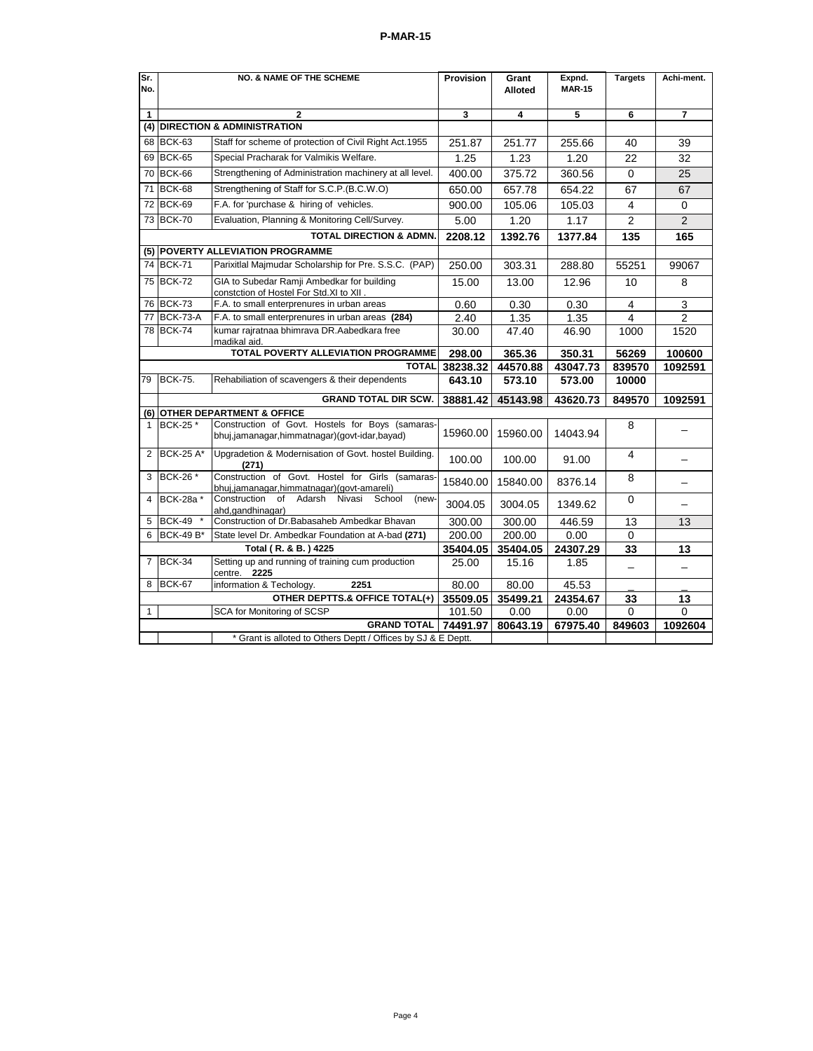**P-MAR-15**

| Sr. No. | NO. & NAME OF THE SCHEME | | Provision | Grant Alloted | Expnd. MAR-15 | Targets | Achi-ment. |
|---|---|---|---|---|---|---|---|
| 1 | 2 | | 3 | 4 | 5 | 6 | 7 |
| (4) | **DIRECTION & ADMINISTRATION** | | | | | | |
| 68 | BCK-63 | Staff for scheme of protection of Civil Right Act.1955 | 251.87 | 251.77 | 255.66 | 40 | 39 |
| 69 | BCK-65 | Special Pracharak for Valmikis Welfare. | 1.25 | 1.23 | 1.20 | 22 | 32 |
| 70 | BCK-66 | Strengthening of Administration machinery at all level. | 400.00 | 375.72 | 360.56 | 0 | 25 |
| 71 | BCK-68 | Strengthening of Staff for S.C.P.(B.C.W.O) | 650.00 | 657.78 | 654.22 | 67 | 67 |
| 72 | BCK-69 | F.A. for 'purchase & hiring of vehicles. | 900.00 | 105.06 | 105.03 | 4 | 0 |
| 73 | BCK-70 | Evaluation, Planning & Monitoring Cell/Survey. | 5.00 | 1.20 | 1.17 | 2 | 2 |
| | | **TOTAL DIRECTION & ADMN.** | **2208.12** | **1392.76** | **1377.84** | **135** | **165** |
| (5) | **POVERTY ALLEVIATION PROGRAMME** | | | | | | |
| 74 | BCK-71 | Parixitlal Majmudar Scholarship for Pre. S.S.C. (PAP) | 250.00 | 303.31 | 288.80 | 55251 | 99067 |
| 75 | BCK-72 | GIA to Subedar Ramji Ambedkar for building constction of Hostel For Std.XI to XII . | 15.00 | 13.00 | 12.96 | 10 | 8 |
| 76 | BCK-73 | F.A. to small enterprenures in urban areas | 0.60 | 0.30 | 0.30 | 4 | 3 |
| 77 | BCK-73-A | F.A. to small enterprenures in urban areas **(284)** | 2.40 | 1.35 | 1.35 | 4 | 2 |
| 78 | BCK-74 | kumar rajratnaa bhimrava DR.Aabedkara free madikal aid. | 30.00 | 47.40 | 46.90 | 1000 | 1520 |
| | | **TOTAL POVERTY ALLEVIATION PROGRAMME** | **298.00** | **365.36** | **350.31** | **56269** | **100600** |
| | | **TOTAL** | **38238.32** | **44570.88** | **43047.73** | **839570** | **1092591** |
| 79 | BCK-75. | Rehabiliation of scavengers & their dependents | **643.10** | **573.10** | **573.00** | **10000** | |
| | | **GRAND TOTAL DIR SCW.** | **38881.42** | **45143.98** | **43620.73** | **849570** | **1092591** |
| (6) | **OTHER DEPARTMENT & OFFICE** | | | | | | |
| 1 | BCK-25 * | Construction of Govt. Hostels for Boys (samaras-bhuj,jamanagar,himmatnagar)(govt-idar,bayad) | 15960.00 | 15960.00 | 14043.94 | 8 | – |
| 2 | BCK-25 A* | Upgradetion & Modernisation of Govt. hostel Building. **(271)** | 100.00 | 100.00 | 91.00 | 4 | – |
| 3 | BCK-26 * | Construction of Govt. Hostel for Girls (samaras-bhuj,jamanagar,himmatnagar)(govt-amareli) | 15840.00 | 15840.00 | 8376.14 | 8 | – |
| 4 | BCK-28a * | Construction of Adarsh Nivasi School (new-ahd,gandhinagar) | 3004.05 | 3004.05 | 1349.62 | 0 | – |
| 5 | BCK-49 * | Construction of Dr.Babasaheb Ambedkar Bhavan | 300.00 | 300.00 | 446.59 | 13 | 13 |
| 6 | BCK-49 B* | State level Dr. Ambedkar Foundation at A-bad **(271)** | 200.00 | 200.00 | 0.00 | 0 | |
| | | **Total ( R. & B. ) 4225** | **35404.05** | **35404.05** | **24307.29** | **33** | **13** |
| 7 | BCK-34 | Setting up and running of training cum production centre. **2225** | 25.00 | 15.16 | 1.85 | – | – |
| 8 | BCK-67 | information & Techology. **2251** | 80.00 | 80.00 | 45.53 | _ | _ |
| | | **OTHER DEPTTS.& OFFICE TOTAL(+)** | **35509.05** | **35499.21** | **24354.67** | **33** | **13** |
| 1 | | SCA for Monitoring of SCSP | 101.50 | 0.00 | 0.00 | 0 | 0 |
| | | **GRAND TOTAL** | **74491.97** | **80643.19** | **67975.40** | **849603** | **1092604** |
| | | * Grant is alloted to Others Deptt / Offices by SJ & E Deptt. | | | | | |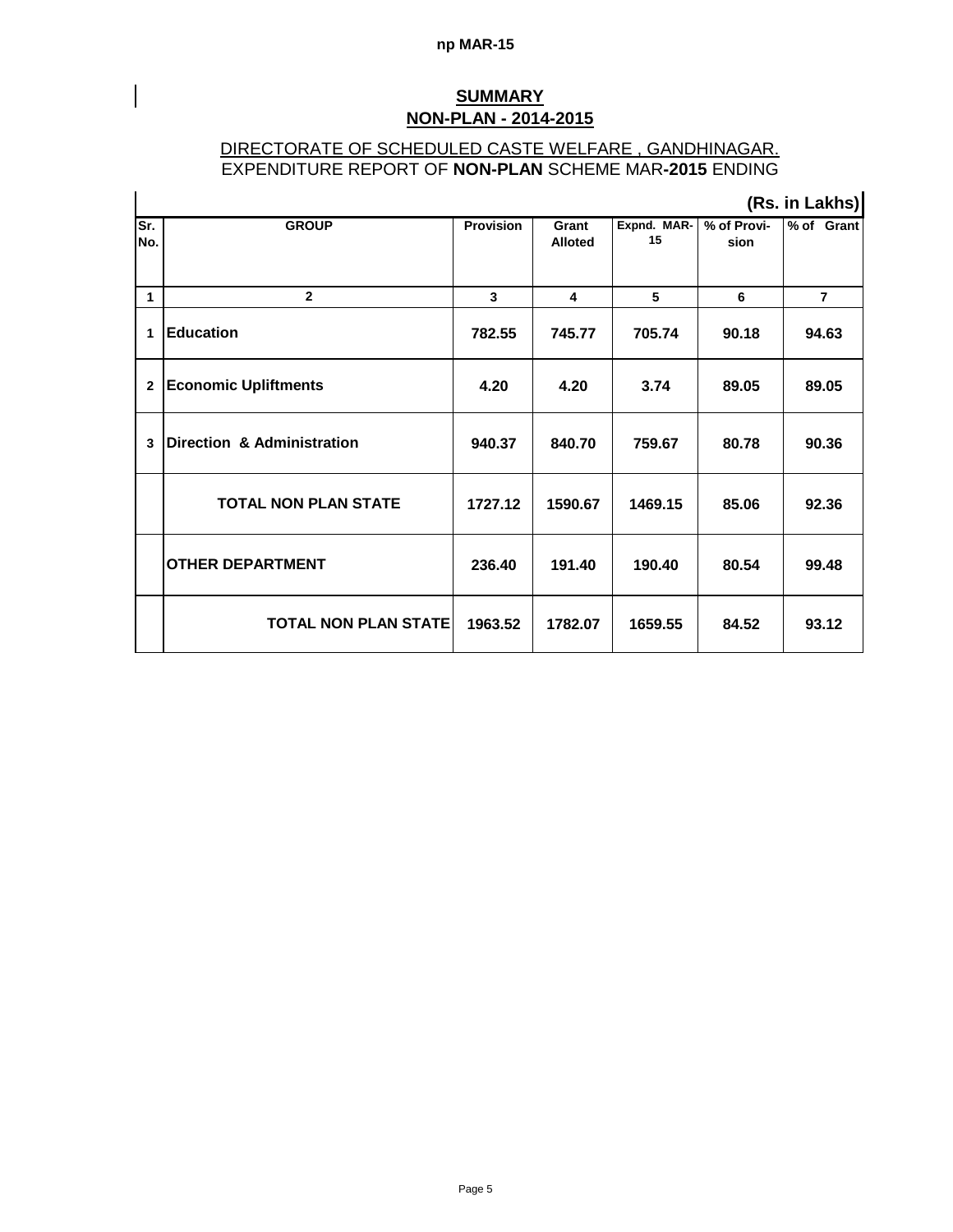np MAR-15

## SUMMARY

## NON-PLAN - 2014-2015

DIRECTORATE OF SCHEDULED CASTE WELFARE , GANDHINAGAR.

EXPENDITURE REPORT OF **NON-PLAN** SCHEME MAR**-2015** ENDING

**(Rs. in Lakhs)**

| Sr. No. | GROUP | Provision | Grant Alloted | Expnd. MAR-15 | % of Provi-sion | % of Grant |
|---|---|---|---|---|---|---|
| 1 | 2 | 3 | 4 | 5 | 6 | 7 |
| 1 | **Education** | **782.55** | **745.77** | **705.74** | **90.18** | **94.63** |
| 2 | **Economic Upliftments** | **4.20** | **4.20** | **3.74** | **89.05** | **89.05** |
| 3 | **Direction & Administration** | **940.37** | **840.70** | **759.67** | **80.78** | **90.36** |
| | **TOTAL NON PLAN STATE** | **1727.12** | **1590.67** | **1469.15** | **85.06** | **92.36** |
| | **OTHER DEPARTMENT** | **236.40** | **191.40** | **190.40** | **80.54** | **99.48** |
| | **TOTAL NON PLAN STATE** | **1963.52** | **1782.07** | **1659.55** | **84.52** | **93.12** |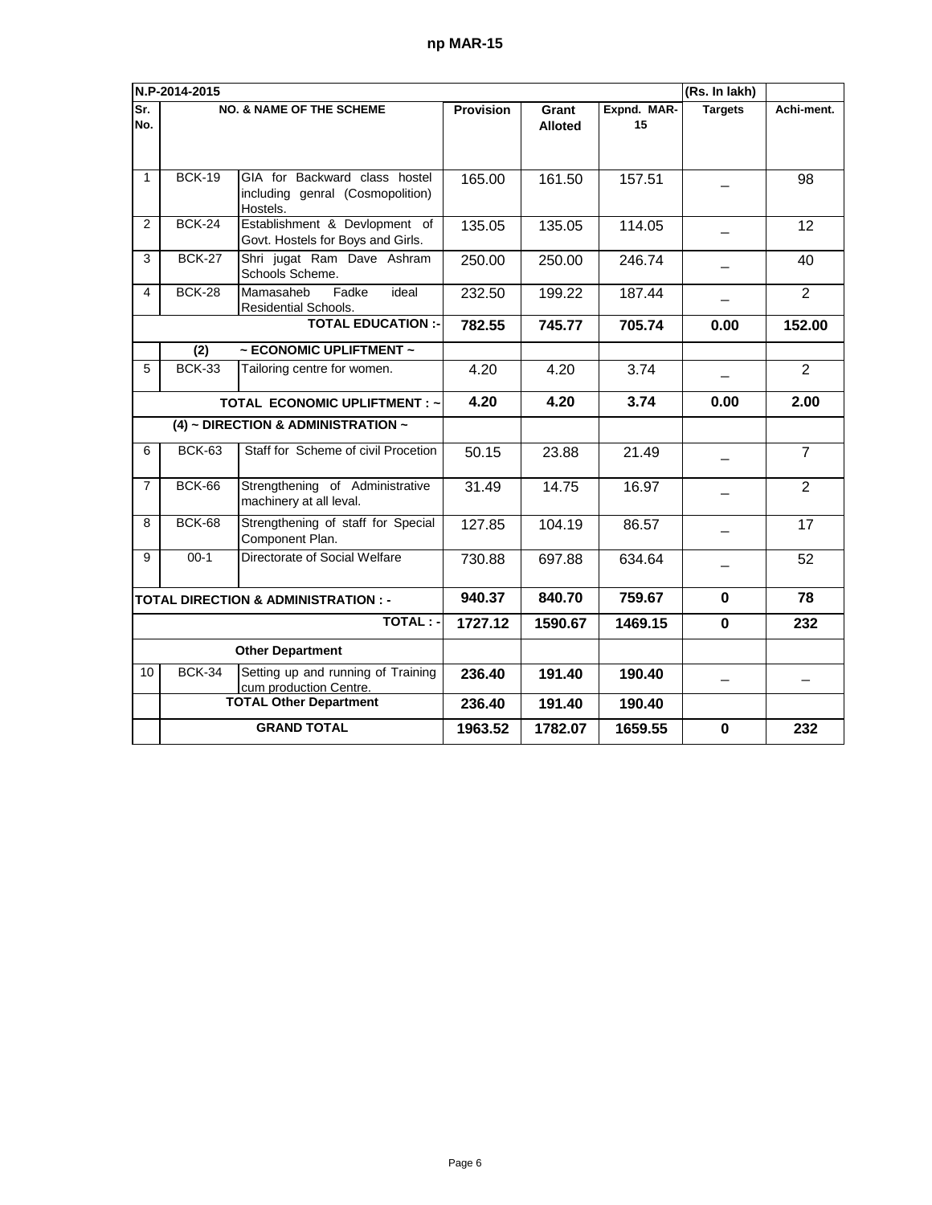**np MAR-15**

| N.P-2014-2015 | | | | | | (Rs. In lakh) | |
|---|---|---|---|---|---|---|---|
| Sr. No. | NO. & NAME OF THE SCHEME | | Provision | Grant Alloted | Expnd. MAR-15 | Targets | Achi-ment. |
| 1 | BCK-19 | GIA for Backward class hostel including genral (Cosmopolition) Hostels. | 165.00 | 161.50 | 157.51 | _ | 98 |
| 2 | BCK-24 | Establishment & Devlopment of Govt. Hostels for Boys and Girls. | 135.05 | 135.05 | 114.05 | _ | 12 |
| 3 | BCK-27 | Shri jugat Ram Dave Ashram Schools Scheme. | 250.00 | 250.00 | 246.74 | _ | 40 |
| 4 | BCK-28 | Mamasaheb Fadke ideal Residential Schools. | 232.50 | 199.22 | 187.44 | _ | 2 |
| | | **TOTAL EDUCATION :-** | **782.55** | **745.77** | **705.74** | **0.00** | **152.00** |
| | **(2)** | **~ ECONOMIC UPLIFTMENT ~** | | | | | |
| 5 | BCK-33 | Tailoring centre for women. | 4.20 | 4.20 | 3.74 | _ | 2 |
| | | **TOTAL ECONOMIC UPLIFTMENT : ~** | **4.20** | **4.20** | **3.74** | **0.00** | **2.00** |
| | | **(4) ~ DIRECTION & ADMINISTRATION ~** | | | | | |
| 6 | BCK-63 | Staff for Scheme of civil Procetion | 50.15 | 23.88 | 21.49 | _ | 7 |
| 7 | BCK-66 | Strengthening of Administrative machinery at all leval. | 31.49 | 14.75 | 16.97 | _ | 2 |
| 8 | BCK-68 | Strengthening of staff for Special Component Plan. | 127.85 | 104.19 | 86.57 | _ | 17 |
| 9 | 00-1 | Directorate of Social Welfare | 730.88 | 697.88 | 634.64 | _ | 52 |
| | | **TOTAL DIRECTION & ADMINISTRATION : -** | **940.37** | **840.70** | **759.67** | **0** | **78** |
| | | **TOTAL : -** | **1727.12** | **1590.67** | **1469.15** | **0** | **232** |
| | | **Other Department** | | | | | |
| 10 | BCK-34 | Setting up and running of Training cum production Centre. | **236.40** | **191.40** | **190.40** | _ | _ |
| | | **TOTAL Other Department** | **236.40** | **191.40** | **190.40** | | |
| | | **GRAND TOTAL** | **1963.52** | **1782.07** | **1659.55** | **0** | **232** |